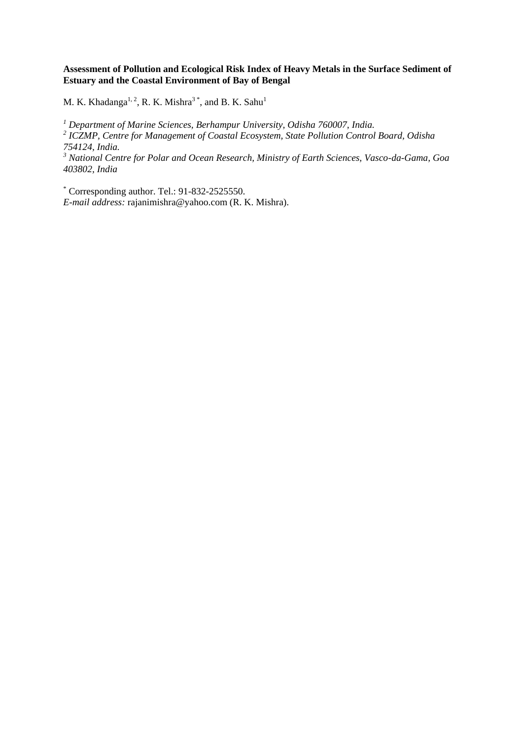**Assessment of Pollution and Ecological Risk Index of Heavy Metals in the Surface Sediment of Estuary and the Coastal Environment of Bay of Bengal**

M. K. Khadanga[1, 2], R. K. Mishra[3 *], and B. K. Sahu[1]

[1] *Department of Marine Sciences, Berhampur University, Odisha 760007, India.*
[2] *ICZMP, Centre for Management of Coastal Ecosystem, State Pollution Control Board, Odisha 754124, India.*
[3] *National Centre for Polar and Ocean Research, Ministry of Earth Sciences, Vasco-da-Gama, Goa 403802, India*

[*] Corresponding author. Tel.: 91-832-2525550.
*E-mail address:* rajanimishra@yahoo.com (R. K. Mishra).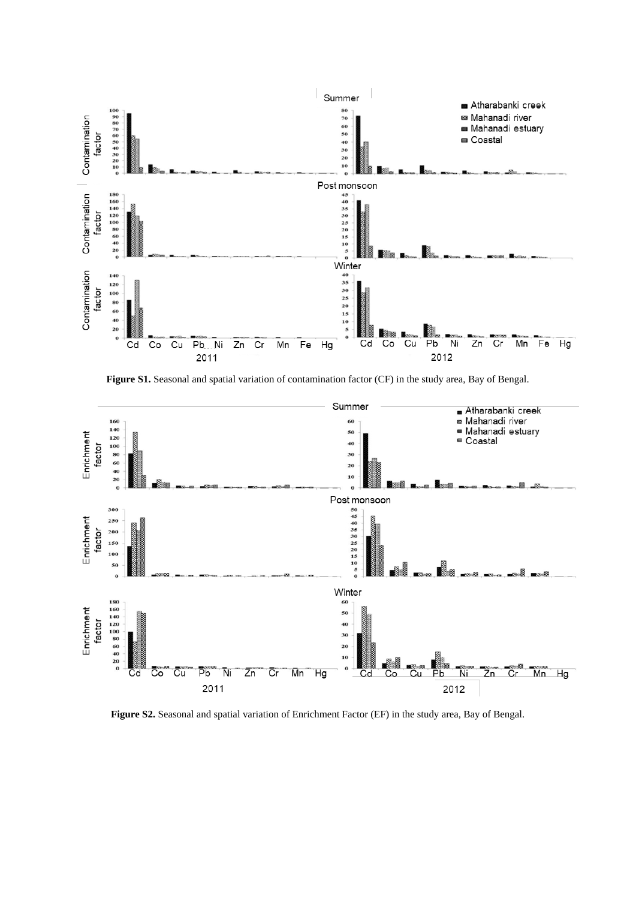**Figure S1.** Seasonal and spatial variation of contamination factor (CF) in the study area, Bay of Bengal.

**Figure S2.** Seasonal and spatial variation of Enrichment Factor (EF) in the study area, Bay of Bengal.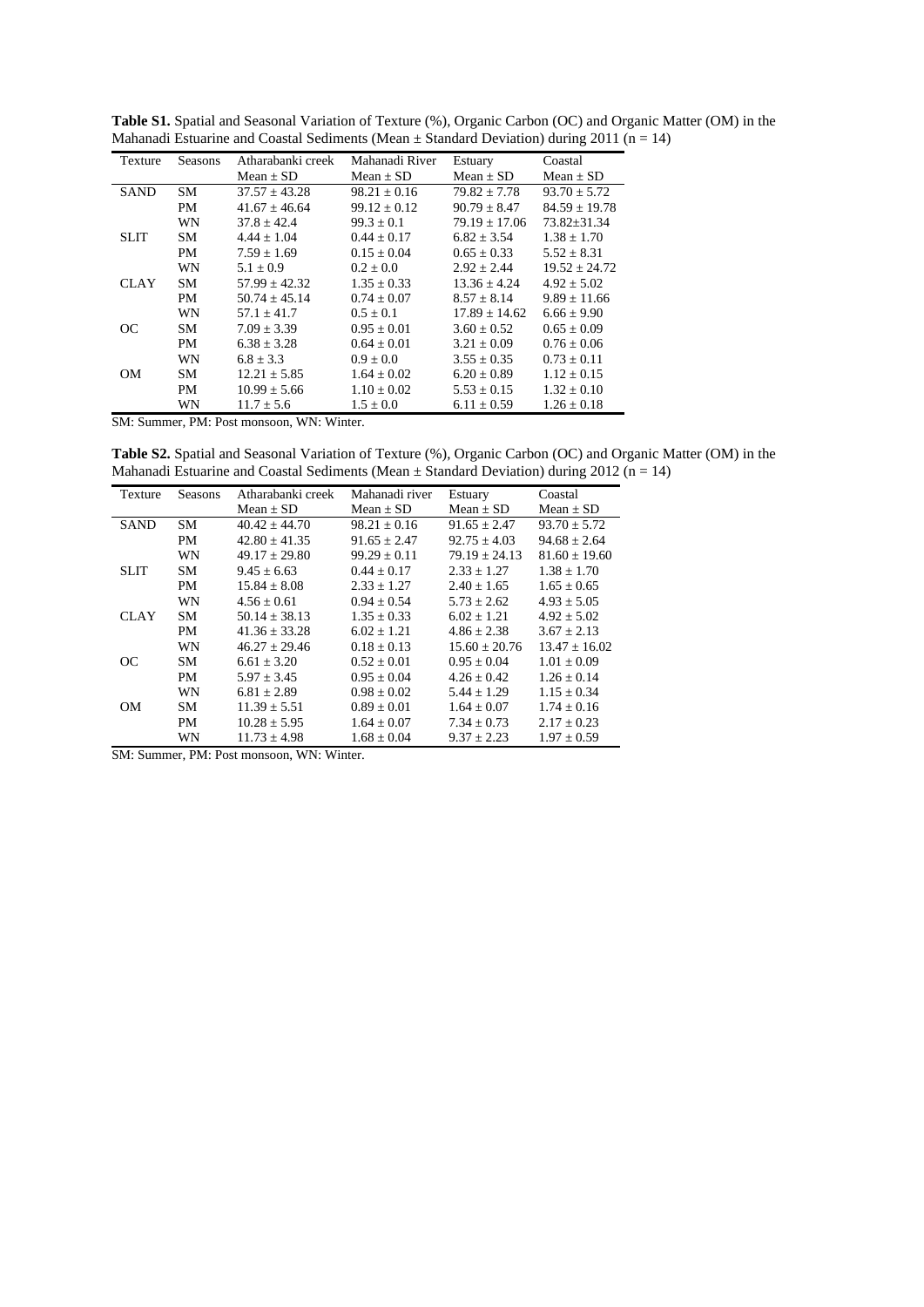**Table S1.** Spatial and Seasonal Variation of Texture (%), Organic Carbon (OC) and Organic Matter (OM) in the Mahanadi Estuarine and Coastal Sediments (Mean ± Standard Deviation) during 2011 (n = 14)

| Texture | Seasons | Atharabanki creek | Mahanadi River | Estuary | Coastal |
|---|---|---|---|---|---|
| | | Mean ± SD | Mean ± SD | Mean ± SD | Mean ± SD |
| SAND | SM | 37.57 ± 43.28 | 98.21 ± 0.16 | 79.82 ± 7.78 | 93.70 ± 5.72 |
| | PM | 41.67 ± 46.64 | 99.12 ± 0.12 | 90.79 ± 8.47 | 84.59 ± 19.78 |
| | WN | 37.8 ± 42.4 | 99.3 ± 0.1 | 79.19 ± 17.06 | 73.82±31.34 |
| SLIT | SM | 4.44 ± 1.04 | 0.44 ± 0.17 | 6.82 ± 3.54 | 1.38 ± 1.70 |
| | PM | 7.59 ± 1.69 | 0.15 ± 0.04 | 0.65 ± 0.33 | 5.52 ± 8.31 |
| | WN | 5.1 ± 0.9 | 0.2 ± 0.0 | 2.92 ± 2.44 | 19.52 ± 24.72 |
| CLAY | SM | 57.99 ± 42.32 | 1.35 ± 0.33 | 13.36 ± 4.24 | 4.92 ± 5.02 |
| | PM | 50.74 ± 45.14 | 0.74 ± 0.07 | 8.57 ± 8.14 | 9.89 ± 11.66 |
| | WN | 57.1 ± 41.7 | 0.5 ± 0.1 | 17.89 ± 14.62 | 6.66 ± 9.90 |
| OC | SM | 7.09 ± 3.39 | 0.95 ± 0.01 | 3.60 ± 0.52 | 0.65 ± 0.09 |
| | PM | 6.38 ± 3.28 | 0.64 ± 0.01 | 3.21 ± 0.09 | 0.76 ± 0.06 |
| | WN | 6.8 ± 3.3 | 0.9 ± 0.0 | 3.55 ± 0.35 | 0.73 ± 0.11 |
| OM | SM | 12.21 ± 5.85 | 1.64 ± 0.02 | 6.20 ± 0.89 | 1.12 ± 0.15 |
| | PM | 10.99 ± 5.66 | 1.10 ± 0.02 | 5.53 ± 0.15 | 1.32 ± 0.10 |
| | WN | 11.7 ± 5.6 | 1.5 ± 0.0 | 6.11 ± 0.59 | 1.26 ± 0.18 |

SM: Summer, PM: Post monsoon, WN: Winter.

**Table S2.** Spatial and Seasonal Variation of Texture (%), Organic Carbon (OC) and Organic Matter (OM) in the Mahanadi Estuarine and Coastal Sediments (Mean ± Standard Deviation) during 2012 (n = 14)

| Texture | Seasons | Atharabanki creek | Mahanadi river | Estuary | Coastal |
|---|---|---|---|---|---|
| | | Mean ± SD | Mean ± SD | Mean ± SD | Mean ± SD |
| SAND | SM | 40.42 ± 44.70 | 98.21 ± 0.16 | 91.65 ± 2.47 | 93.70 ± 5.72 |
| | PM | 42.80 ± 41.35 | 91.65 ± 2.47 | 92.75 ± 4.03 | 94.68 ± 2.64 |
| | WN | 49.17 ± 29.80 | 99.29 ± 0.11 | 79.19 ± 24.13 | 81.60 ± 19.60 |
| SLIT | SM | 9.45 ± 6.63 | 0.44 ± 0.17 | 2.33 ± 1.27 | 1.38 ± 1.70 |
| | PM | 15.84 ± 8.08 | 2.33 ± 1.27 | 2.40 ± 1.65 | 1.65 ± 0.65 |
| | WN | 4.56 ± 0.61 | 0.94 ± 0.54 | 5.73 ± 2.62 | 4.93 ± 5.05 |
| CLAY | SM | 50.14 ± 38.13 | 1.35 ± 0.33 | 6.02 ± 1.21 | 4.92 ± 5.02 |
| | PM | 41.36 ± 33.28 | 6.02 ± 1.21 | 4.86 ± 2.38 | 3.67 ± 2.13 |
| | WN | 46.27 ± 29.46 | 0.18 ± 0.13 | 15.60 ± 20.76 | 13.47 ± 16.02 |
| OC | SM | 6.61 ± 3.20 | 0.52 ± 0.01 | 0.95 ± 0.04 | 1.01 ± 0.09 |
| | PM | 5.97 ± 3.45 | 0.95 ± 0.04 | 4.26 ± 0.42 | 1.26 ± 0.14 |
| | WN | 6.81 ± 2.89 | 0.98 ± 0.02 | 5.44 ± 1.29 | 1.15 ± 0.34 |
| OM | SM | 11.39 ± 5.51 | 0.89 ± 0.01 | 1.64 ± 0.07 | 1.74 ± 0.16 |
| | PM | 10.28 ± 5.95 | 1.64 ± 0.07 | 7.34 ± 0.73 | 2.17 ± 0.23 |
| | WN | 11.73 ± 4.98 | 1.68 ± 0.04 | 9.37 ± 2.23 | 1.97 ± 0.59 |

SM: Summer, PM: Post monsoon, WN: Winter.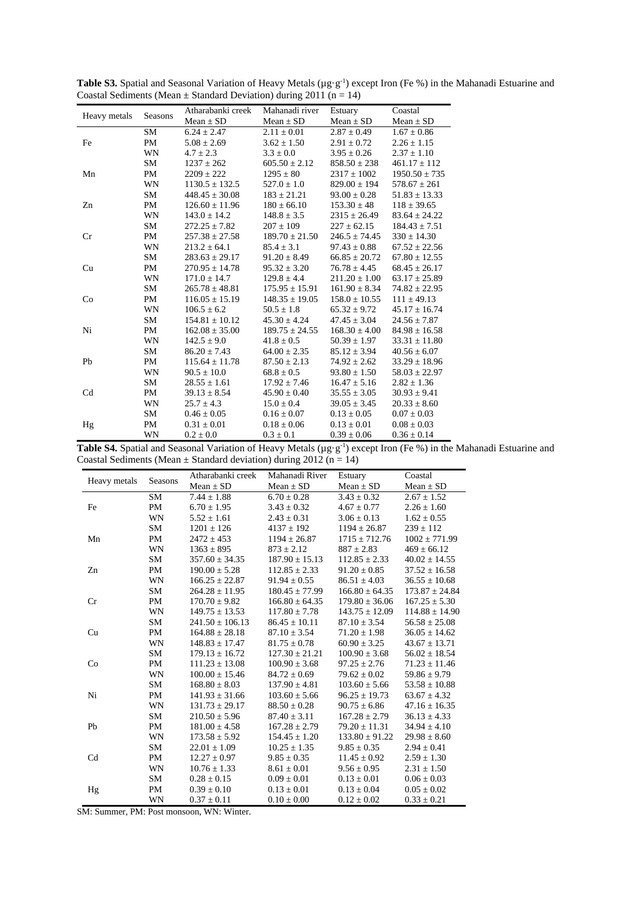**Table S3.** Spatial and Seasonal Variation of Heavy Metals (μg·g$^{-1}$) except Iron (Fe %) in the Mahanadi Estuarine and Coastal Sediments (Mean ± Standard Deviation) during 2011 (n = 14)

| Heavy metals | Seasons | Atharabanki creek Mean ± SD | Mahanadi river Mean ± SD | Estuary Mean ± SD | Coastal Mean ± SD |
|---|---|---|---|---|---|
| Fe | SM | 6.24 ± 2.47 | 2.11 ± 0.01 | 2.87 ± 0.49 | 1.67 ± 0.86 |
| | PM | 5.08 ± 2.69 | 3.62 ± 1.50 | 2.91 ± 0.72 | 2.26 ± 1.15 |
| | WN | 4.7 ± 2.3 | 3.3 ± 0.0 | 3.95 ± 0.26 | 2.37 ± 1.10 |
| Mn | SM | 1237 ± 262 | 605.50 ± 2.12 | 858.50 ± 238 | 461.17 ± 112 |
| | PM | 2209 ± 222 | 1295 ± 80 | 2317 ± 1002 | 1950.50 ± 735 |
| | WN | 1130.5 ± 132.5 | 527.0 ± 1.0 | 829.00 ± 194 | 578.67 ± 261 |
| Zn | SM | 448.45 ± 30.08 | 183 ± 21.21 | 93.00 ± 0.28 | 51.83 ± 13.33 |
| | PM | 126.60 ± 11.96 | 180 ± 66.10 | 153.30 ± 48 | 118 ± 39.65 |
| | WN | 143.0 ± 14.2 | 148.8 ± 3.5 | 2315 ± 26.49 | 83.64 ± 24.22 |
| Cr | SM | 272.25 ± 7.82 | 207 ± 109 | 227 ± 62.15 | 184.43 ± 7.51 |
| | PM | 257.38 ± 27.58 | 189.70 ± 21.50 | 246.5 ± 74.45 | 330 ± 14.30 |
| | WN | 213.2 ± 64.1 | 85.4 ± 3.1 | 97.43 ± 0.88 | 67.52 ± 22.56 |
| Cu | SM | 283.63 ± 29.17 | 91.20 ± 8.49 | 66.85 ± 20.72 | 67.80 ± 12.55 |
| | PM | 270.95 ± 14.78 | 95.32 ± 3.20 | 76.78 ± 4.45 | 68.45 ± 26.17 |
| | WN | 171.0 ± 14.7 | 129.8 ± 4.4 | 211.20 ± 1.00 | 63.17 ± 25.89 |
| Co | SM | 265.78 ± 48.81 | 175.95 ± 15.91 | 161.90 ± 8.34 | 74.82 ± 22.95 |
| | PM | 116.05 ± 15.19 | 148.35 ± 19.05 | 158.0 ± 10.55 | 111 ± 49.13 |
| | WN | 106.5 ± 6.2 | 50.5 ± 1.8 | 65.32 ± 9.72 | 45.17 ± 16.74 |
| Ni | SM | 154.81 ± 10.12 | 45.30 ± 4.24 | 47.45 ± 3.04 | 24.56 ± 7.87 |
| | PM | 162.08 ± 35.00 | 189.75 ± 24.55 | 168.30 ± 4.00 | 84.98 ± 16.58 |
| | WN | 142.5 ± 9.0 | 41.8 ± 0.5 | 50.39 ± 1.97 | 33.31 ± 11.80 |
| Pb | SM | 86.20 ± 7.43 | 64.00 ± 2.35 | 85.12 ± 3.94 | 40.56 ± 6.07 |
| | PM | 115.64 ± 11.78 | 87.50 ± 2.13 | 74.92 ± 2.62 | 33.29 ± 18.96 |
| | WN | 90.5 ± 10.0 | 68.8 ± 0.5 | 93.80 ± 1.50 | 58.03 ± 22.97 |
| Cd | SM | 28.55 ± 1.61 | 17.92 ± 7.46 | 16.47 ± 5.16 | 2.82 ± 1.36 |
| | PM | 39.13 ± 8.54 | 45.90 ± 0.40 | 35.55 ± 3.05 | 30.93 ± 9.41 |
| | WN | 25.7 ± 4.3 | 15.0 ± 0.4 | 39.05 ± 3.45 | 20.33 ± 8.60 |
| Hg | SM | 0.46 ± 0.05 | 0.16 ± 0.07 | 0.13 ± 0.05 | 0.07 ± 0.03 |
| | PM | 0.31 ± 0.01 | 0.18 ± 0.06 | 0.13 ± 0.01 | 0.08 ± 0.03 |
| | WN | 0.2 ± 0.0 | 0.3 ± 0.1 | 0.39 ± 0.06 | 0.36 ± 0.14 |

**Table S4.** Spatial and Seasonal Variation of Heavy Metals (μg·g$^{-1}$) except Iron (Fe %) in the Mahanadi Estuarine and Coastal Sediments (Mean ± Standard deviation) during 2012 (n = 14)

| Heavy metals | Seasons | Atharabanki creek Mean ± SD | Mahanadi River Mean ± SD | Estuary Mean ± SD | Coastal Mean ± SD |
|---|---|---|---|---|---|
| Fe | SM | 7.44 ± 1.88 | 6.70 ± 0.28 | 3.43 ± 0.32 | 2.67 ± 1.52 |
| | PM | 6.70 ± 1.95 | 3.43 ± 0.32 | 4.67 ± 0.77 | 2.26 ± 1.60 |
| | WN | 5.52 ± 1.61 | 2.43 ± 0.31 | 3.06 ± 0.13 | 1.62 ± 0.55 |
| Mn | SM | 1201 ± 126 | 4137 ± 192 | 1194 ± 26.87 | 239 ± 112 |
| | PM | 2472 ± 453 | 1194 ± 26.87 | 1715 ± 712.76 | 1002 ± 771.99 |
| | WN | 1363 ± 895 | 873 ± 2.12 | 887 ± 2.83 | 469 ± 66.12 |
| Zn | SM | 357.60 ± 34.35 | 187.90 ± 15.13 | 112.85 ± 2.33 | 40.02 ± 14.55 |
| | PM | 190.00 ± 5.28 | 112.85 ± 2.33 | 91.20 ± 0.85 | 37.52 ± 16.58 |
| | WN | 166.25 ± 22.87 | 91.94 ± 0.55 | 86.51 ± 4.03 | 36.55 ± 10.68 |
| Cr | SM | 264.28 ± 11.95 | 180.45 ± 77.99 | 166.80 ± 64.35 | 173.87 ± 24.84 |
| | PM | 170.70 ± 9.82 | 166.80 ± 64.35 | 179.80 ± 36.06 | 167.25 ± 5.30 |
| | WN | 149.75 ± 13.53 | 117.80 ± 7.78 | 143.75 ± 12.09 | 114.88 ± 14.90 |
| Cu | SM | 241.50 ± 106.13 | 86.45 ± 10.11 | 87.10 ± 3.54 | 56.58 ± 25.08 |
| | PM | 164.88 ± 28.18 | 87.10 ± 3.54 | 71.20 ± 1.98 | 36.05 ± 14.62 |
| | WN | 148.83 ± 17.47 | 81.75 ± 0.78 | 60.90 ± 3.25 | 43.67 ± 13.71 |
| Co | SM | 179.13 ± 16.72 | 127.30 ± 21.21 | 100.90 ± 3.68 | 56.02 ± 18.54 |
| | PM | 111.23 ± 13.08 | 100.90 ± 3.68 | 97.25 ± 2.76 | 71.23 ± 11.46 |
| | WN | 100.00 ± 15.46 | 84.72 ± 0.69 | 79.62 ± 0.02 | 59.86 ± 9.79 |
| Ni | SM | 168.80 ± 8.03 | 137.90 ± 4.81 | 103.60 ± 5.66 | 53.58 ± 10.88 |
| | PM | 141.93 ± 31.66 | 103.60 ± 5.66 | 96.25 ± 19.73 | 63.67 ± 4.32 |
| | WN | 131.73 ± 29.17 | 88.50 ± 0.28 | 90.75 ± 6.86 | 47.16 ± 16.35 |
| Pb | SM | 210.50 ± 5.96 | 87.40 ± 3.11 | 167.28 ± 2.79 | 36.13 ± 4.33 |
| | PM | 181.00 ± 4.58 | 167.28 ± 2.79 | 79.20 ± 11.31 | 34.94 ± 4.10 |
| | WN | 173.58 ± 5.92 | 154.45 ± 1.20 | 133.80 ± 91.22 | 29.98 ± 8.60 |
| Cd | SM | 22.01 ± 1.09 | 10.25 ± 1.35 | 9.85 ± 0.35 | 2.94 ± 0.41 |
| | PM | 12.27 ± 0.97 | 9.85 ± 0.35 | 11.45 ± 0.92 | 2.59 ± 1.30 |
| | WN | 10.76 ± 1.33 | 8.61 ± 0.01 | 9.56 ± 0.95 | 2.31 ± 1.50 |
| Hg | SM | 0.28 ± 0.15 | 0.09 ± 0.01 | 0.13 ± 0.01 | 0.06 ± 0.03 |
| | PM | 0.39 ± 0.10 | 0.13 ± 0.01 | 0.13 ± 0.04 | 0.05 ± 0.02 |
| | WN | 0.37 ± 0.11 | 0.10 ± 0.00 | 0.12 ± 0.02 | 0.33 ± 0.21 |

SM: Summer, PM: Post monsoon, WN: Winter.